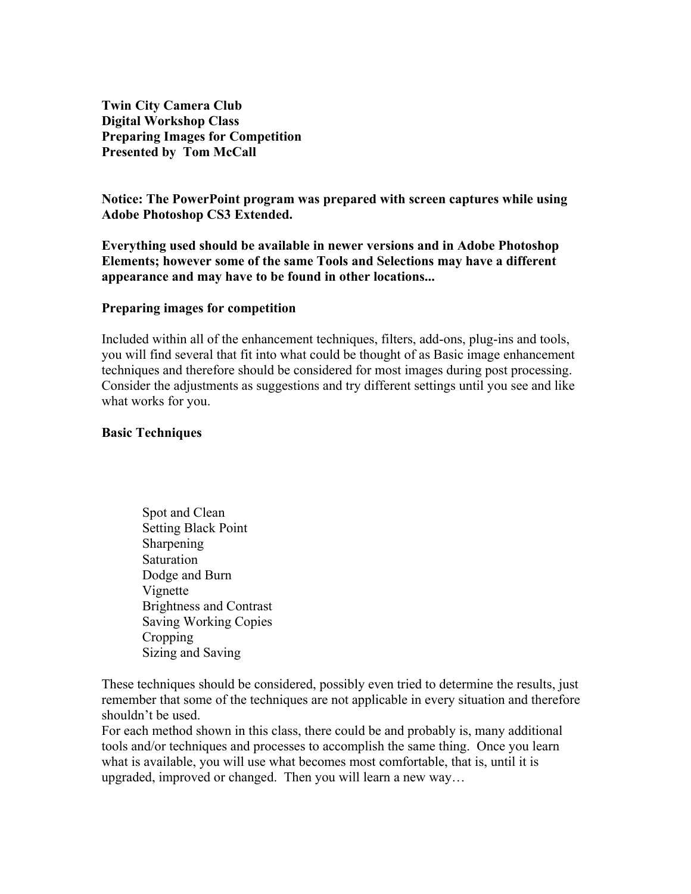**Twin City Camera Club**
**Digital Workshop Class**
**Preparing Images for Competition**
**Presented by Tom McCall**

**Notice: The PowerPoint program was prepared with screen captures while using Adobe Photoshop CS3 Extended.**

**Everything used should be available in newer versions and in Adobe Photoshop Elements; however some of the same Tools and Selections may have a different appearance and may have to be found in other locations...**

**Preparing images for competition**

Included within all of the enhancement techniques, filters, add-ons, plug-ins and tools, you will find several that fit into what could be thought of as Basic image enhancement techniques and therefore should be considered for most images during post processing. Consider the adjustments as suggestions and try different settings until you see and like what works for you.

**Basic Techniques**

- Spot and Clean
- Setting Black Point
- Sharpening
- Saturation
- Dodge and Burn
- Vignette
- Brightness and Contrast
- Saving Working Copies
- Cropping
- Sizing and Saving

These techniques should be considered, possibly even tried to determine the results, just remember that some of the techniques are not applicable in every situation and therefore shouldn't be used.

For each method shown in this class, there could be and probably is, many additional tools and/or techniques and processes to accomplish the same thing. Once you learn what is available, you will use what becomes most comfortable, that is, until it is upgraded, improved or changed. Then you will learn a new way…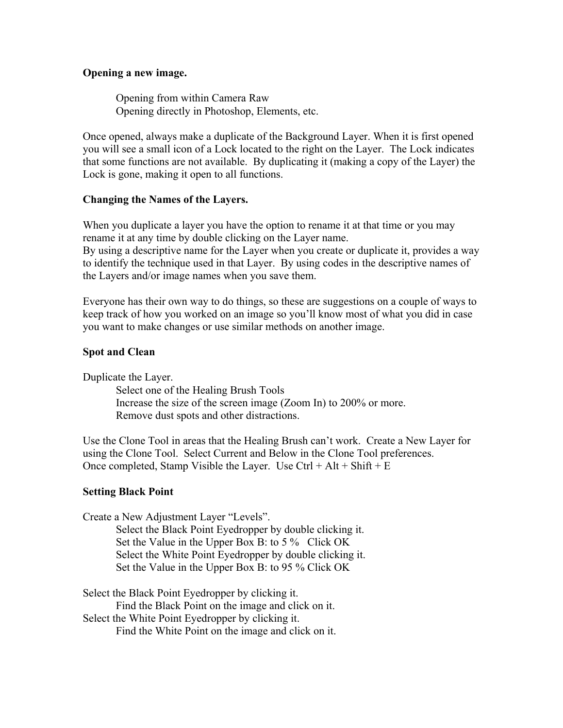**Opening a new image.**

Opening from within Camera Raw
Opening directly in Photoshop, Elements, etc.

Once opened, always make a duplicate of the Background Layer. When it is first opened you will see a small icon of a Lock located to the right on the Layer. The Lock indicates that some functions are not available. By duplicating it (making a copy of the Layer) the Lock is gone, making it open to all functions.

**Changing the Names of the Layers.**

When you duplicate a layer you have the option to rename it at that time or you may rename it at any time by double clicking on the Layer name.
By using a descriptive name for the Layer when you create or duplicate it, provides a way to identify the technique used in that Layer. By using codes in the descriptive names of the Layers and/or image names when you save them.

Everyone has their own way to do things, so these are suggestions on a couple of ways to keep track of how you worked on an image so you'll know most of what you did in case you want to make changes or use similar methods on another image.

**Spot and Clean**

Duplicate the Layer.
Select one of the Healing Brush Tools
Increase the size of the screen image (Zoom In) to 200% or more.
Remove dust spots and other distractions.

Use the Clone Tool in areas that the Healing Brush can't work. Create a New Layer for using the Clone Tool. Select Current and Below in the Clone Tool preferences.
Once completed, Stamp Visible the Layer. Use Ctrl + Alt + Shift + E

**Setting Black Point**

Create a New Adjustment Layer "Levels".
Select the Black Point Eyedropper by double clicking it.
Set the Value in the Upper Box B: to 5 % Click OK
Select the White Point Eyedropper by double clicking it.
Set the Value in the Upper Box B: to 95 % Click OK

Select the Black Point Eyedropper by clicking it.
Find the Black Point on the image and click on it.
Select the White Point Eyedropper by clicking it.
Find the White Point on the image and click on it.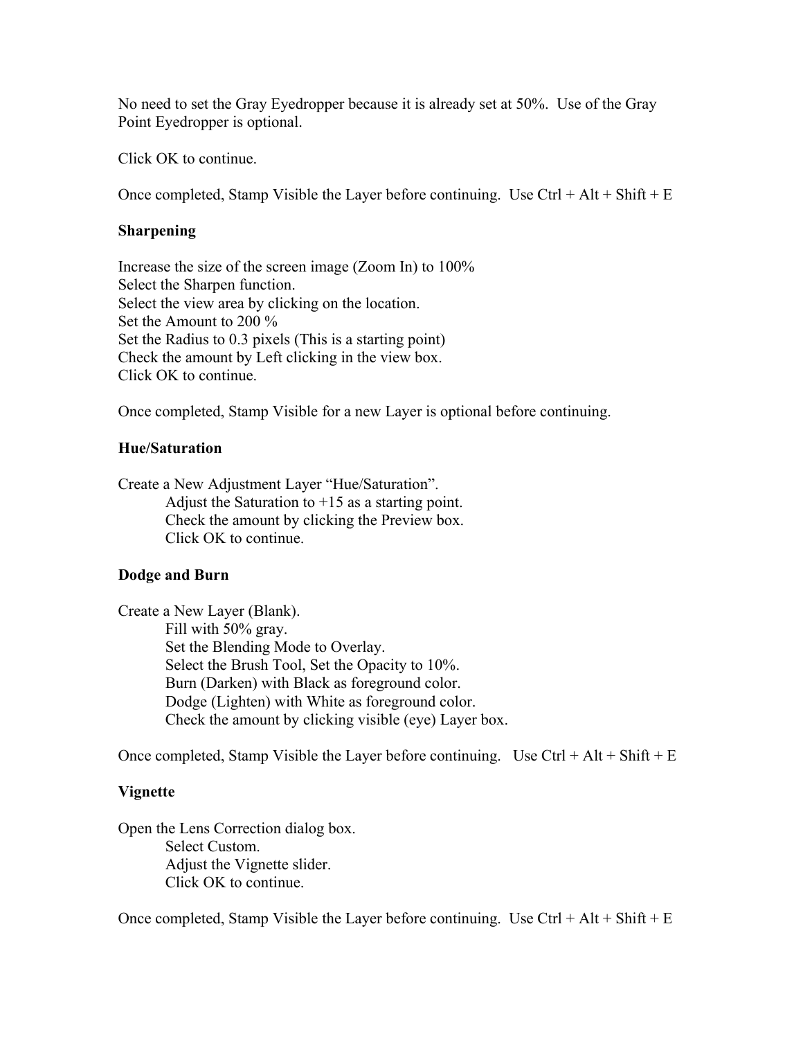No need to set the Gray Eyedropper because it is already set at 50%. Use of the Gray Point Eyedropper is optional.

Click OK to continue.

Once completed, Stamp Visible the Layer before continuing. Use Ctrl + Alt + Shift + E

**Sharpening**

Increase the size of the screen image (Zoom In) to 100%
Select the Sharpen function.
Select the view area by clicking on the location.
Set the Amount to 200 %
Set the Radius to 0.3 pixels (This is a starting point)
Check the amount by Left clicking in the view box.
Click OK to continue.

Once completed, Stamp Visible for a new Layer is optional before continuing.

**Hue/Saturation**

Create a New Adjustment Layer "Hue/Saturation".

- Adjust the Saturation to +15 as a starting point.
- Check the amount by clicking the Preview box.
- Click OK to continue.

**Dodge and Burn**

Create a New Layer (Blank).

- Fill with 50% gray.
- Set the Blending Mode to Overlay.
- Select the Brush Tool, Set the Opacity to 10%.
- Burn (Darken) with Black as foreground color.
- Dodge (Lighten) with White as foreground color.
- Check the amount by clicking visible (eye) Layer box.

Once completed, Stamp Visible the Layer before continuing. Use Ctrl + Alt + Shift + E

**Vignette**

Open the Lens Correction dialog box.

- Select Custom.
- Adjust the Vignette slider.
- Click OK to continue.

Once completed, Stamp Visible the Layer before continuing. Use Ctrl + Alt + Shift + E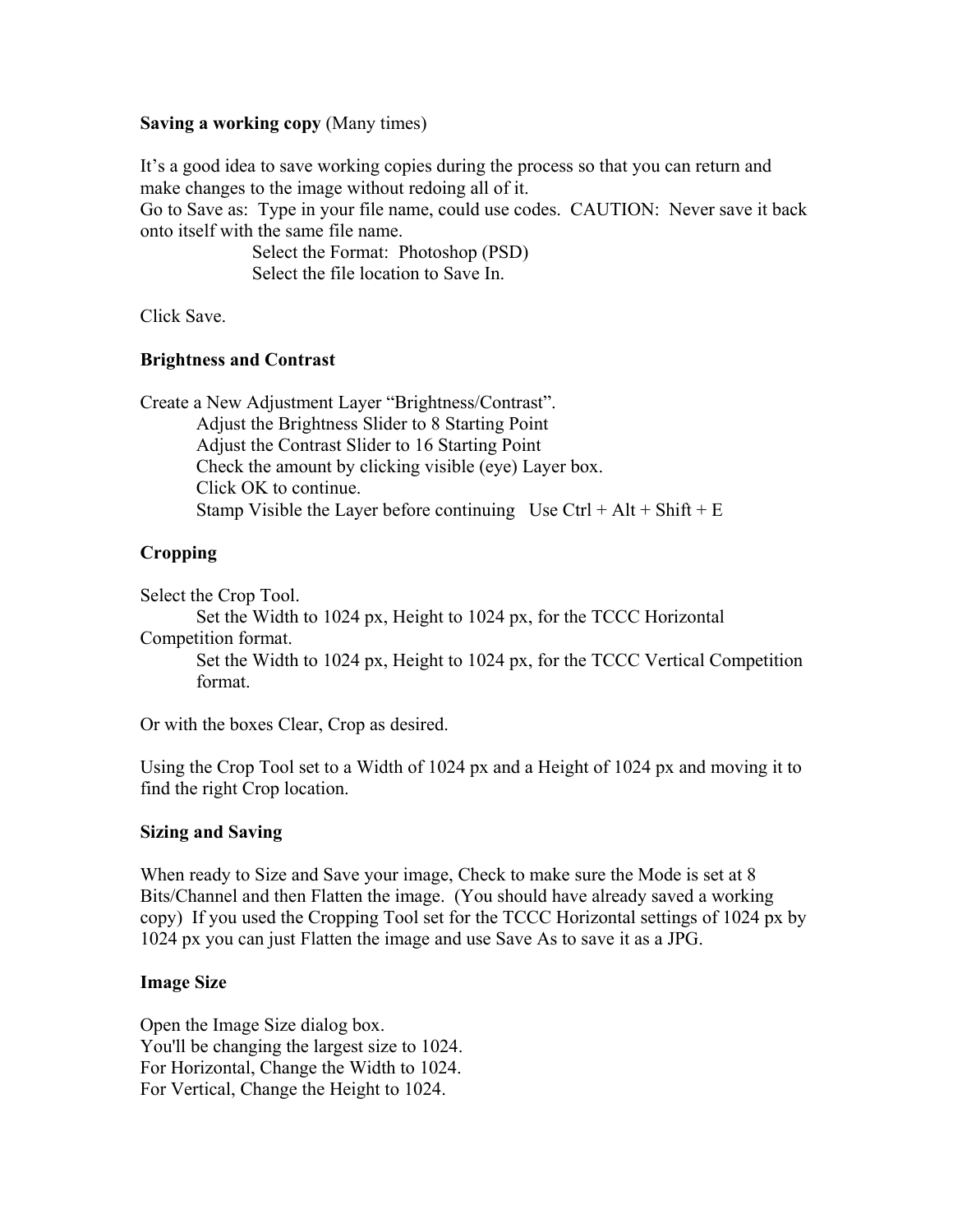**Saving a working copy** (Many times)

It's a good idea to save working copies during the process so that you can return and make changes to the image without redoing all of it.
Go to Save as: Type in your file name, could use codes. CAUTION: Never save it back onto itself with the same file name.

Select the Format: Photoshop (PSD)
Select the file location to Save In.

Click Save.

**Brightness and Contrast**

Create a New Adjustment Layer "Brightness/Contrast".

Adjust the Brightness Slider to 8 Starting Point
Adjust the Contrast Slider to 16 Starting Point
Check the amount by clicking visible (eye) Layer box.
Click OK to continue.
Stamp Visible the Layer before continuing Use Ctrl + Alt + Shift + E

**Cropping**

Select the Crop Tool.

Set the Width to 1024 px, Height to 1024 px, for the TCCC Horizontal Competition format.
Set the Width to 1024 px, Height to 1024 px, for the TCCC Vertical Competition format.

Or with the boxes Clear, Crop as desired.

Using the Crop Tool set to a Width of 1024 px and a Height of 1024 px and moving it to find the right Crop location.

**Sizing and Saving**

When ready to Size and Save your image, Check to make sure the Mode is set at 8 Bits/Channel and then Flatten the image. (You should have already saved a working copy) If you used the Cropping Tool set for the TCCC Horizontal settings of 1024 px by 1024 px you can just Flatten the image and use Save As to save it as a JPG.

**Image Size**

Open the Image Size dialog box.
You'll be changing the largest size to 1024.
For Horizontal, Change the Width to 1024.
For Vertical, Change the Height to 1024.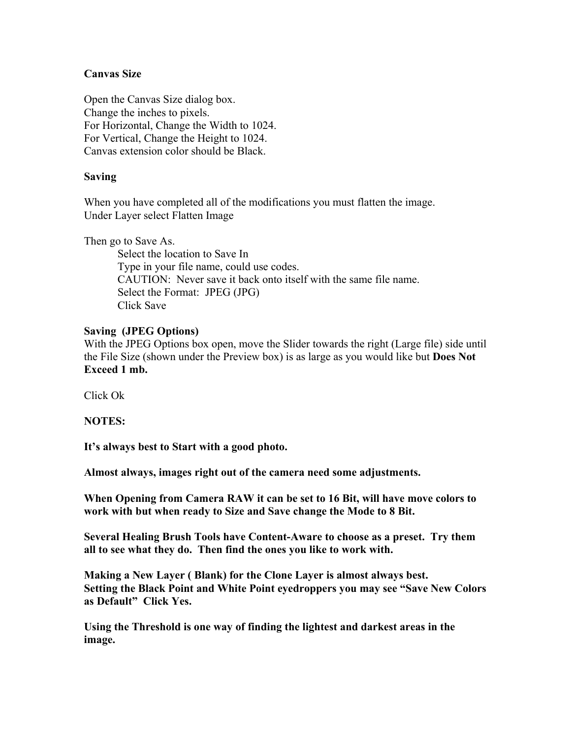**Canvas Size**

Open the Canvas Size dialog box.
Change the inches to pixels.
For Horizontal, Change the Width to 1024.
For Vertical, Change the Height to 1024.
Canvas extension color should be Black.

**Saving**

When you have completed all of the modifications you must flatten the image.
Under Layer select Flatten Image

Then go to Save As.

> Select the location to Save In
> Type in your file name, could use codes.
> CAUTION: Never save it back onto itself with the same file name.
> Select the Format: JPEG (JPG)
> Click Save

**Saving (JPEG Options)**
With the JPEG Options box open, move the Slider towards the right (Large file) side until the File Size (shown under the Preview box) is as large as you would like but **Does Not Exceed 1 mb.**

Click Ok

**NOTES:**

**It's always best to Start with a good photo.**

**Almost always, images right out of the camera need some adjustments.**

**When Opening from Camera RAW it can be set to 16 Bit, will have move colors to work with but when ready to Size and Save change the Mode to 8 Bit.**

**Several Healing Brush Tools have Content-Aware to choose as a preset. Try them all to see what they do. Then find the ones you like to work with.**

**Making a New Layer ( Blank) for the Clone Layer is almost always best.**
**Setting the Black Point and White Point eyedroppers you may see "Save New Colors as Default" Click Yes.**

**Using the Threshold is one way of finding the lightest and darkest areas in the image.**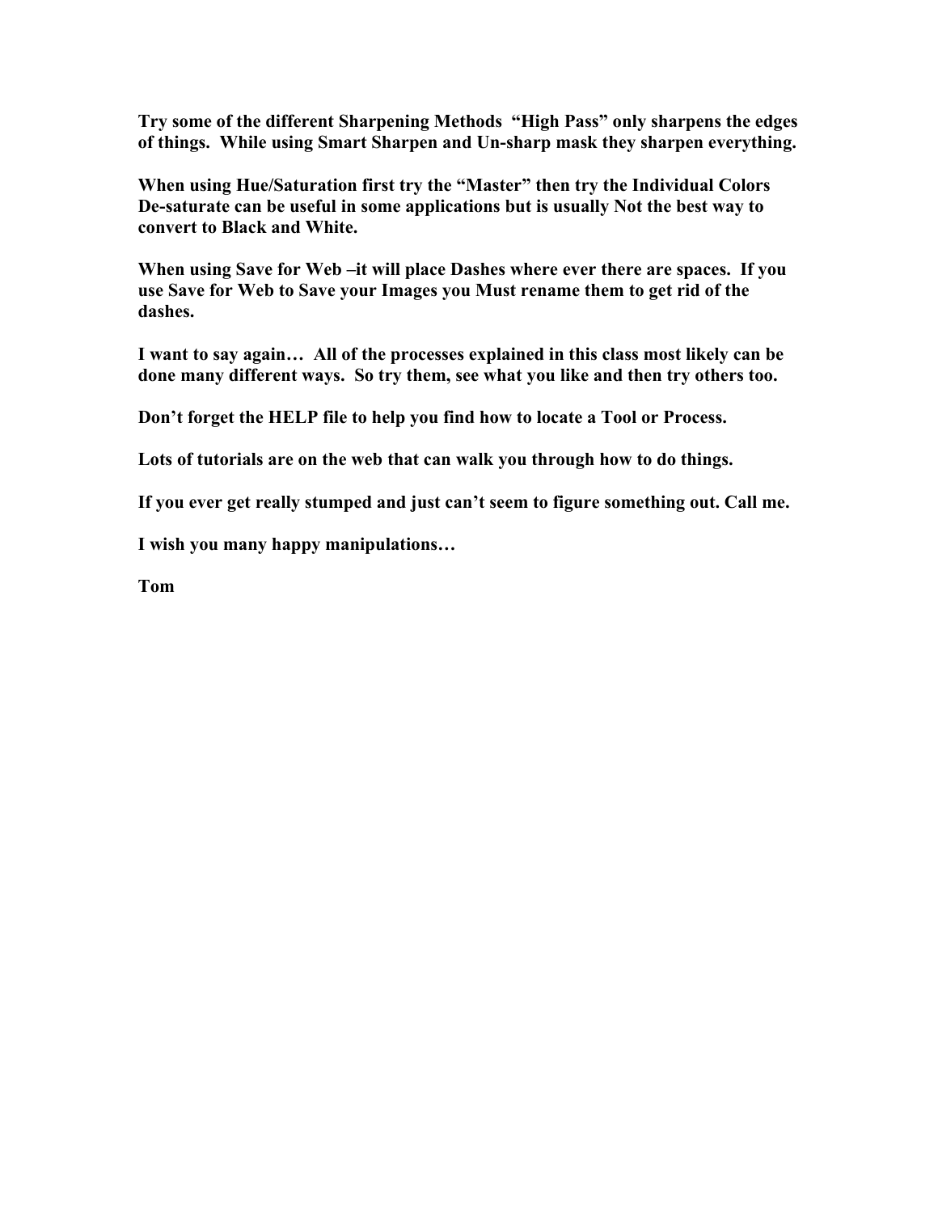**Try some of the different Sharpening Methods  "High Pass" only sharpens the edges of things.  While using Smart Sharpen and Un-sharp mask they sharpen everything.**

**When using Hue/Saturation first try the "Master" then try the Individual Colors De-saturate can be useful in some applications but is usually Not the best way to convert to Black and White.**

**When using Save for Web –it will place Dashes where ever there are spaces.  If you use Save for Web to Save your Images you Must rename them to get rid of the dashes.**

**I want to say again…  All of the processes explained in this class most likely can be done many different ways.  So try them, see what you like and then try others too.**

**Don't forget the HELP file to help you find how to locate a Tool or Process.**

**Lots of tutorials are on the web that can walk you through how to do things.**

**If you ever get really stumped and just can't seem to figure something out. Call me.**

**I wish you many happy manipulations…**

**Tom**